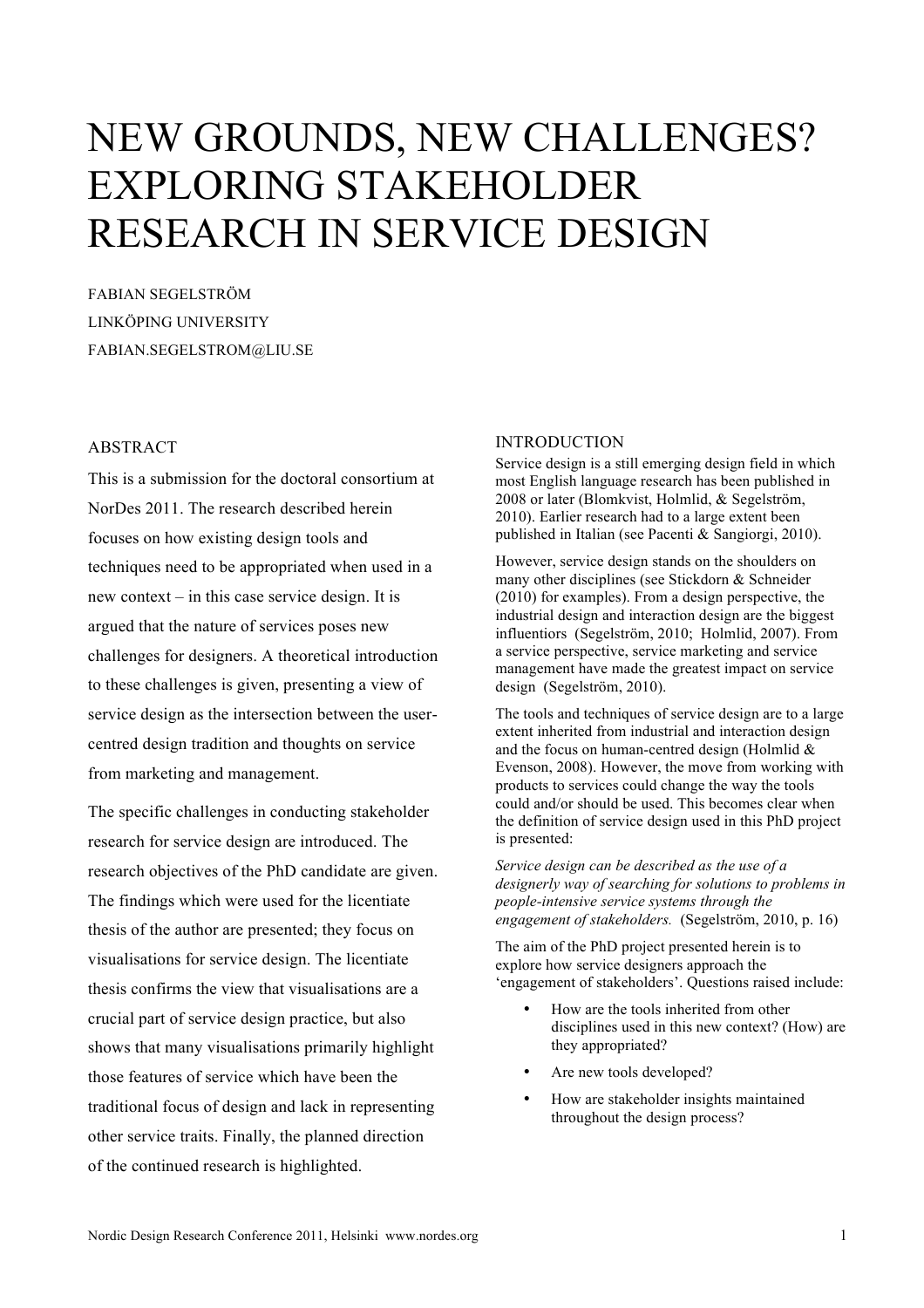# NEW GROUNDS, NEW CHALLENGES? EXPLORING STAKEHOLDER RESEARCH IN SERVICE DESIGN

FABIAN SEGELSTRÖM
LINKÖPING UNIVERSITY
FABIAN.SEGELSTROM@LIU.SE

## ABSTRACT

This is a submission for the doctoral consortium at NorDes 2011. The research described herein focuses on how existing design tools and techniques need to be appropriated when used in a new context – in this case service design. It is argued that the nature of services poses new challenges for designers. A theoretical introduction to these challenges is given, presenting a view of service design as the intersection between the user-centred design tradition and thoughts on service from marketing and management.

The specific challenges in conducting stakeholder research for service design are introduced. The research objectives of the PhD candidate are given. The findings which were used for the licentiate thesis of the author are presented; they focus on visualisations for service design. The licentiate thesis confirms the view that visualisations are a crucial part of service design practice, but also shows that many visualisations primarily highlight those features of service which have been the traditional focus of design and lack in representing other service traits. Finally, the planned direction of the continued research is highlighted.

## INTRODUCTION

Service design is a still emerging design field in which most English language research has been published in 2008 or later (Blomkvist, Holmlid, & Segelström, 2010). Earlier research had to a large extent been published in Italian (see Pacenti & Sangiorgi, 2010).

However, service design stands on the shoulders on many other disciplines (see Stickdorn & Schneider (2010) for examples). From a design perspective, the industrial design and interaction design are the biggest influentiors (Segelström, 2010; Holmlid, 2007). From a service perspective, service marketing and service management have made the greatest impact on service design (Segelström, 2010).

The tools and techniques of service design are to a large extent inherited from industrial and interaction design and the focus on human-centred design (Holmlid & Evenson, 2008). However, the move from working with products to services could change the way the tools could and/or should be used. This becomes clear when the definition of service design used in this PhD project is presented:

*Service design can be described as the use of a designerly way of searching for solutions to problems in people-intensive service systems through the engagement of stakeholders.* (Segelström, 2010, p. 16)

The aim of the PhD project presented herein is to explore how service designers approach the 'engagement of stakeholders'. Questions raised include:

- How are the tools inherited from other disciplines used in this new context? (How) are they appropriated?
- Are new tools developed?
- How are stakeholder insights maintained throughout the design process?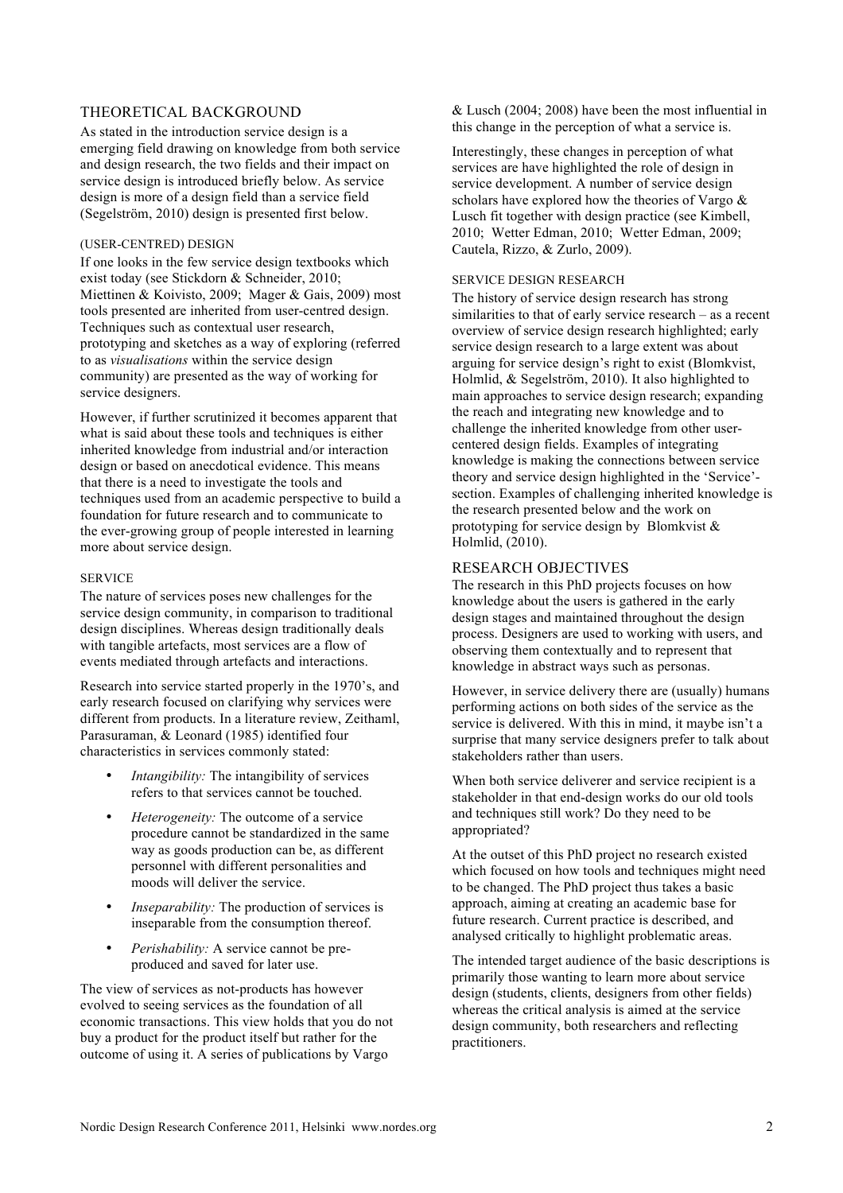## THEORETICAL BACKGROUND

As stated in the introduction service design is a emerging field drawing on knowledge from both service and design research, the two fields and their impact on service design is introduced briefly below. As service design is more of a design field than a service field (Segelström, 2010) design is presented first below.

### (USER-CENTRED) DESIGN

If one looks in the few service design textbooks which exist today (see Stickdorn & Schneider, 2010; Miettinen & Koivisto, 2009; Mager & Gais, 2009) most tools presented are inherited from user-centred design. Techniques such as contextual user research, prototyping and sketches as a way of exploring (referred to as *visualisations* within the service design community) are presented as the way of working for service designers.

However, if further scrutinized it becomes apparent that what is said about these tools and techniques is either inherited knowledge from industrial and/or interaction design or based on anecdotical evidence. This means that there is a need to investigate the tools and techniques used from an academic perspective to build a foundation for future research and to communicate to the ever-growing group of people interested in learning more about service design.

### SERVICE

The nature of services poses new challenges for the service design community, in comparison to traditional design disciplines. Whereas design traditionally deals with tangible artefacts, most services are a flow of events mediated through artefacts and interactions.

Research into service started properly in the 1970's, and early research focused on clarifying why services were different from products. In a literature review, Zeithaml, Parasuraman, & Leonard (1985) identified four characteristics in services commonly stated:

- *Intangibility:* The intangibility of services refers to that services cannot be touched.
- *Heterogeneity:* The outcome of a service procedure cannot be standardized in the same way as goods production can be, as different personnel with different personalities and moods will deliver the service.
- *Inseparability:* The production of services is inseparable from the consumption thereof.
- *Perishability:* A service cannot be pre-produced and saved for later use.

The view of services as not-products has however evolved to seeing services as the foundation of all economic transactions. This view holds that you do not buy a product for the product itself but rather for the outcome of using it. A series of publications by Vargo & Lusch (2004; 2008) have been the most influential in this change in the perception of what a service is.

Interestingly, these changes in perception of what services are have highlighted the role of design in service development. A number of service design scholars have explored how the theories of Vargo & Lusch fit together with design practice (see Kimbell, 2010; Wetter Edman, 2010; Wetter Edman, 2009; Cautela, Rizzo, & Zurlo, 2009).

### SERVICE DESIGN RESEARCH

The history of service design research has strong similarities to that of early service research – as a recent overview of service design research highlighted; early service design research to a large extent was about arguing for service design's right to exist (Blomkvist, Holmlid, & Segelström, 2010). It also highlighted to main approaches to service design research; expanding the reach and integrating new knowledge and to challenge the inherited knowledge from other user-centered design fields. Examples of integrating knowledge is making the connections between service theory and service design highlighted in the 'Service'-section. Examples of challenging inherited knowledge is the research presented below and the work on prototyping for service design by Blomkvist & Holmlid, (2010).

## RESEARCH OBJECTIVES

The research in this PhD projects focuses on how knowledge about the users is gathered in the early design stages and maintained throughout the design process. Designers are used to working with users, and observing them contextually and to represent that knowledge in abstract ways such as personas.

However, in service delivery there are (usually) humans performing actions on both sides of the service as the service is delivered. With this in mind, it maybe isn't a surprise that many service designers prefer to talk about stakeholders rather than users.

When both service deliverer and service recipient is a stakeholder in that end-design works do our old tools and techniques still work? Do they need to be appropriated?

At the outset of this PhD project no research existed which focused on how tools and techniques might need to be changed. The PhD project thus takes a basic approach, aiming at creating an academic base for future research. Current practice is described, and analysed critically to highlight problematic areas.

The intended target audience of the basic descriptions is primarily those wanting to learn more about service design (students, clients, designers from other fields) whereas the critical analysis is aimed at the service design community, both researchers and reflecting practitioners.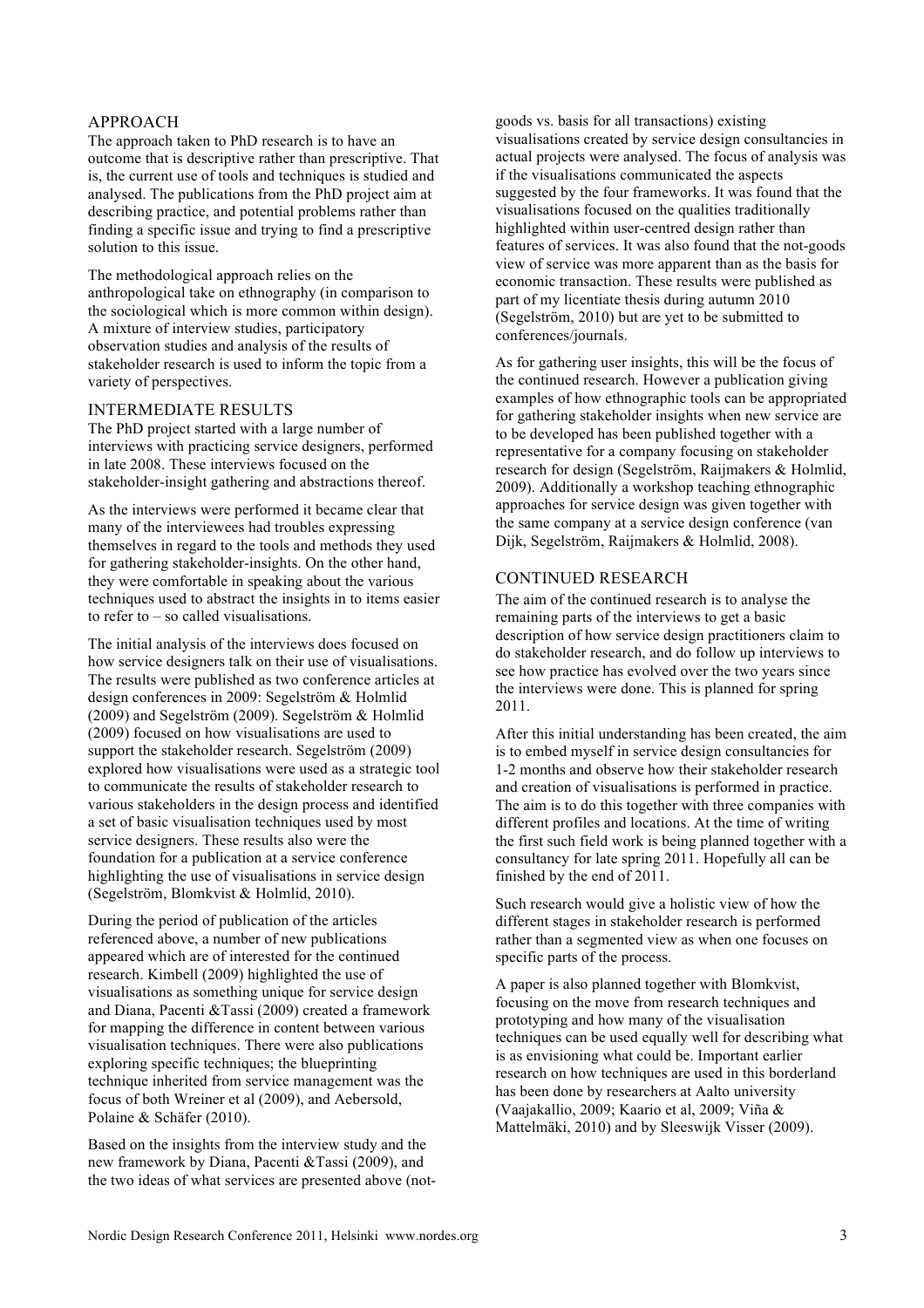## APPROACH

The approach taken to PhD research is to have an outcome that is descriptive rather than prescriptive. That is, the current use of tools and techniques is studied and analysed. The publications from the PhD project aim at describing practice, and potential problems rather than finding a specific issue and trying to find a prescriptive solution to this issue.

The methodological approach relies on the anthropological take on ethnography (in comparison to the sociological which is more common within design). A mixture of interview studies, participatory observation studies and analysis of the results of stakeholder research is used to inform the topic from a variety of perspectives.

## INTERMEDIATE RESULTS

The PhD project started with a large number of interviews with practicing service designers, performed in late 2008. These interviews focused on the stakeholder-insight gathering and abstractions thereof.

As the interviews were performed it became clear that many of the interviewees had troubles expressing themselves in regard to the tools and methods they used for gathering stakeholder-insights. On the other hand, they were comfortable in speaking about the various techniques used to abstract the insights in to items easier to refer to – so called visualisations.

The initial analysis of the interviews does focused on how service designers talk on their use of visualisations. The results were published as two conference articles at design conferences in 2009: Segelström & Holmlid (2009) and Segelström (2009). Segelström & Holmlid (2009) focused on how visualisations are used to support the stakeholder research. Segelström (2009) explored how visualisations were used as a strategic tool to communicate the results of stakeholder research to various stakeholders in the design process and identified a set of basic visualisation techniques used by most service designers. These results also were the foundation for a publication at a service conference highlighting the use of visualisations in service design (Segelström, Blomkvist & Holmlid, 2010).

During the period of publication of the articles referenced above, a number of new publications appeared which are of interested for the continued research. Kimbell (2009) highlighted the use of visualisations as something unique for service design and Diana, Pacenti &Tassi (2009) created a framework for mapping the difference in content between various visualisation techniques. There were also publications exploring specific techniques; the blueprinting technique inherited from service management was the focus of both Wreiner et al (2009), and Aebersold, Polaine & Schäfer (2010).

Based on the insights from the interview study and the new framework by Diana, Pacenti &Tassi (2009), and the two ideas of what services are presented above (not-goods vs. basis for all transactions) existing visualisations created by service design consultancies in actual projects were analysed. The focus of analysis was if the visualisations communicated the aspects suggested by the four frameworks. It was found that the visualisations focused on the qualities traditionally highlighted within user-centred design rather than features of services. It was also found that the not-goods view of service was more apparent than as the basis for economic transaction. These results were published as part of my licentiate thesis during autumn 2010 (Segelström, 2010) but are yet to be submitted to conferences/journals.

As for gathering user insights, this will be the focus of the continued research. However a publication giving examples of how ethnographic tools can be appropriated for gathering stakeholder insights when new service are to be developed has been published together with a representative for a company focusing on stakeholder research for design (Segelström, Raijmakers & Holmlid, 2009). Additionally a workshop teaching ethnographic approaches for service design was given together with the same company at a service design conference (van Dijk, Segelström, Raijmakers & Holmlid, 2008).

## CONTINUED RESEARCH

The aim of the continued research is to analyse the remaining parts of the interviews to get a basic description of how service design practitioners claim to do stakeholder research, and do follow up interviews to see how practice has evolved over the two years since the interviews were done. This is planned for spring 2011.

After this initial understanding has been created, the aim is to embed myself in service design consultancies for 1-2 months and observe how their stakeholder research and creation of visualisations is performed in practice. The aim is to do this together with three companies with different profiles and locations. At the time of writing the first such field work is being planned together with a consultancy for late spring 2011. Hopefully all can be finished by the end of 2011.

Such research would give a holistic view of how the different stages in stakeholder research is performed rather than a segmented view as when one focuses on specific parts of the process.

A paper is also planned together with Blomkvist, focusing on the move from research techniques and prototyping and how many of the visualisation techniques can be used equally well for describing what is as envisioning what could be. Important earlier research on how techniques are used in this borderland has been done by researchers at Aalto university (Vaajakallio, 2009; Kaario et al, 2009; Viña & Mattelmäki, 2010) and by Sleeswijk Visser (2009).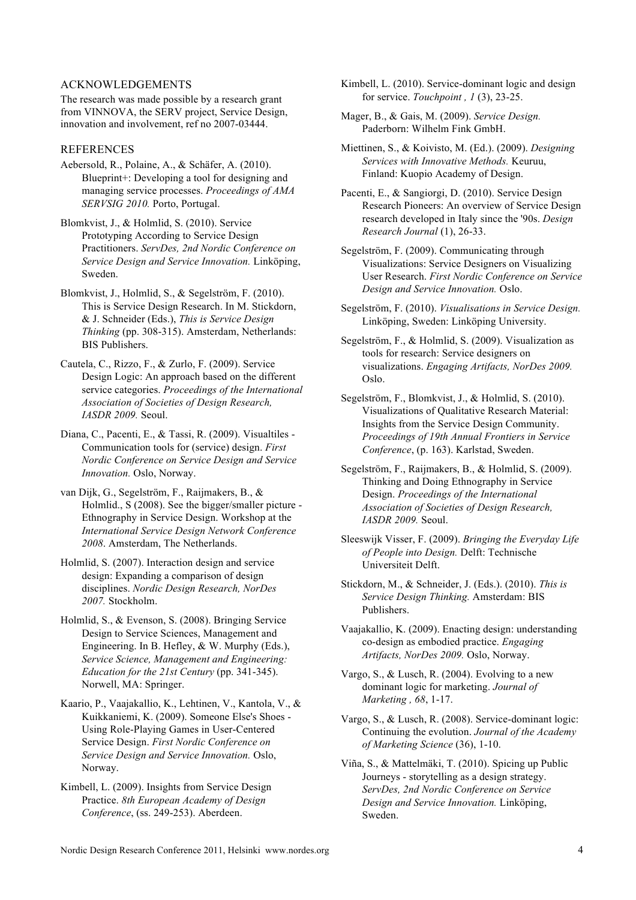## ACKNOWLEDGEMENTS

The research was made possible by a research grant from VINNOVA, the SERV project, Service Design, innovation and involvement, ref no 2007-03444.

## REFERENCES

Aebersold, R., Polaine, A., & Schäfer, A. (2010). Blueprint+: Developing a tool for designing and managing service processes. *Proceedings of AMA SERVSIG 2010.* Porto, Portugal.

Blomkvist, J., & Holmlid, S. (2010). Service Prototyping According to Service Design Practitioners. *ServDes, 2nd Nordic Conference on Service Design and Service Innovation.* Linköping, Sweden.

Blomkvist, J., Holmlid, S., & Segelström, F. (2010). This is Service Design Research. In M. Stickdorn, & J. Schneider (Eds.), *This is Service Design Thinking* (pp. 308-315). Amsterdam, Netherlands: BIS Publishers.

Cautela, C., Rizzo, F., & Zurlo, F. (2009). Service Design Logic: An approach based on the different service categories. *Proceedings of the International Association of Societies of Design Research, IASDR 2009.* Seoul.

Diana, C., Pacenti, E., & Tassi, R. (2009). Visualtiles - Communication tools for (service) design. *First Nordic Conference on Service Design and Service Innovation.* Oslo, Norway.

van Dijk, G., Segelström, F., Raijmakers, B., & Holmlid., S (2008). See the bigger/smaller picture - Ethnography in Service Design. Workshop at the *International Service Design Network Conference 2008*. Amsterdam, The Netherlands.

Holmlid, S. (2007). Interaction design and service design: Expanding a comparison of design disciplines. *Nordic Design Research, NorDes 2007.* Stockholm.

Holmlid, S., & Evenson, S. (2008). Bringing Service Design to Service Sciences, Management and Engineering. In B. Hefley, & W. Murphy (Eds.), *Service Science, Management and Engineering: Education for the 21st Century* (pp. 341-345). Norwell, MA: Springer.

Kaario, P., Vaajakallio, K., Lehtinen, V., Kantola, V., & Kuikkaniemi, K. (2009). Someone Else's Shoes - Using Role-Playing Games in User-Centered Service Design. *First Nordic Conference on Service Design and Service Innovation.* Oslo, Norway.

Kimbell, L. (2009). Insights from Service Design Practice. *8th European Academy of Design Conference*, (ss. 249-253). Aberdeen.

Kimbell, L. (2010). Service-dominant logic and design for service. *Touchpoint , 1* (3), 23-25.

Mager, B., & Gais, M. (2009). *Service Design.* Paderborn: Wilhelm Fink GmbH.

Miettinen, S., & Koivisto, M. (Ed.). (2009). *Designing Services with Innovative Methods.* Keuruu, Finland: Kuopio Academy of Design.

Pacenti, E., & Sangiorgi, D. (2010). Service Design Research Pioneers: An overview of Service Design research developed in Italy since the '90s. *Design Research Journal* (1), 26-33.

Segelström, F. (2009). Communicating through Visualizations: Service Designers on Visualizing User Research. *First Nordic Conference on Service Design and Service Innovation.* Oslo.

Segelström, F. (2010). *Visualisations in Service Design.* Linköping, Sweden: Linköping University.

Segelström, F., & Holmlid, S. (2009). Visualization as tools for research: Service designers on visualizations. *Engaging Artifacts, NorDes 2009.* Oslo.

Segelström, F., Blomkvist, J., & Holmlid, S. (2010). Visualizations of Qualitative Research Material: Insights from the Service Design Community. *Proceedings of 19th Annual Frontiers in Service Conference*, (p. 163). Karlstad, Sweden.

Segelström, F., Raijmakers, B., & Holmlid, S. (2009). Thinking and Doing Ethnography in Service Design. *Proceedings of the International Association of Societies of Design Research, IASDR 2009.* Seoul.

Sleeswijk Visser, F. (2009). *Bringing the Everyday Life of People into Design.* Delft: Technische Universiteit Delft.

Stickdorn, M., & Schneider, J. (Eds.). (2010). *This is Service Design Thinking.* Amsterdam: BIS Publishers.

Vaajakallio, K. (2009). Enacting design: understanding co-design as embodied practice. *Engaging Artifacts, NorDes 2009.* Oslo, Norway.

Vargo, S., & Lusch, R. (2004). Evolving to a new dominant logic for marketing. *Journal of Marketing , 68*, 1-17.

Vargo, S., & Lusch, R. (2008). Service-dominant logic: Continuing the evolution. *Journal of the Academy of Marketing Science* (36), 1-10.

Viña, S., & Mattelmäki, T. (2010). Spicing up Public Journeys - storytelling as a design strategy. *ServDes, 2nd Nordic Conference on Service Design and Service Innovation.* Linköping, Sweden.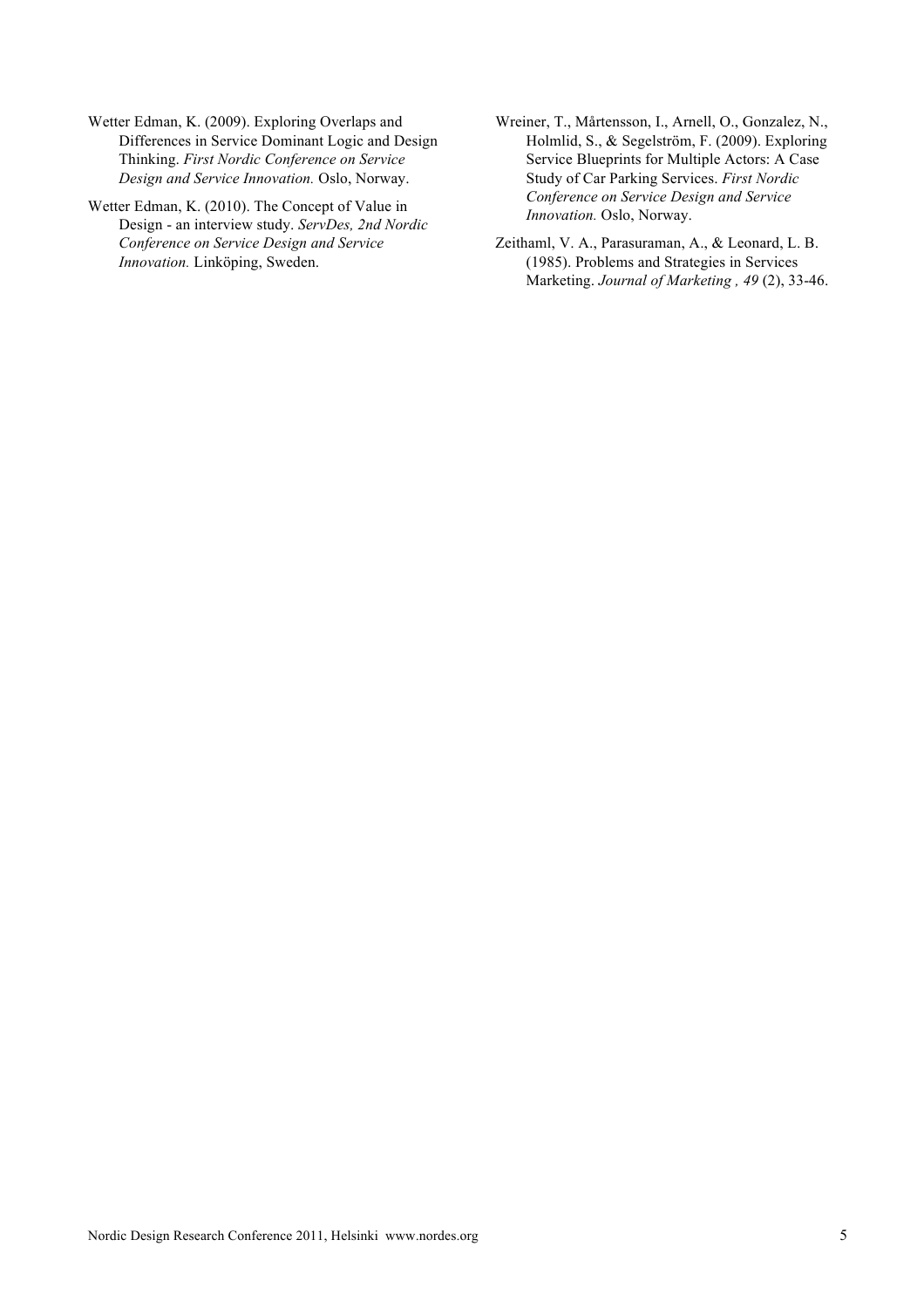Wetter Edman, K. (2009). Exploring Overlaps and Differences in Service Dominant Logic and Design Thinking. *First Nordic Conference on Service Design and Service Innovation.* Oslo, Norway.

Wetter Edman, K. (2010). The Concept of Value in Design - an interview study. *ServDes, 2nd Nordic Conference on Service Design and Service Innovation.* Linköping, Sweden.

Wreiner, T., Mårtensson, I., Arnell, O., Gonzalez, N., Holmlid, S., & Segelström, F. (2009). Exploring Service Blueprints for Multiple Actors: A Case Study of Car Parking Services. *First Nordic Conference on Service Design and Service Innovation.* Oslo, Norway.

Zeithaml, V. A., Parasuraman, A., & Leonard, L. B. (1985). Problems and Strategies in Services Marketing. *Journal of Marketing , 49* (2), 33-46.